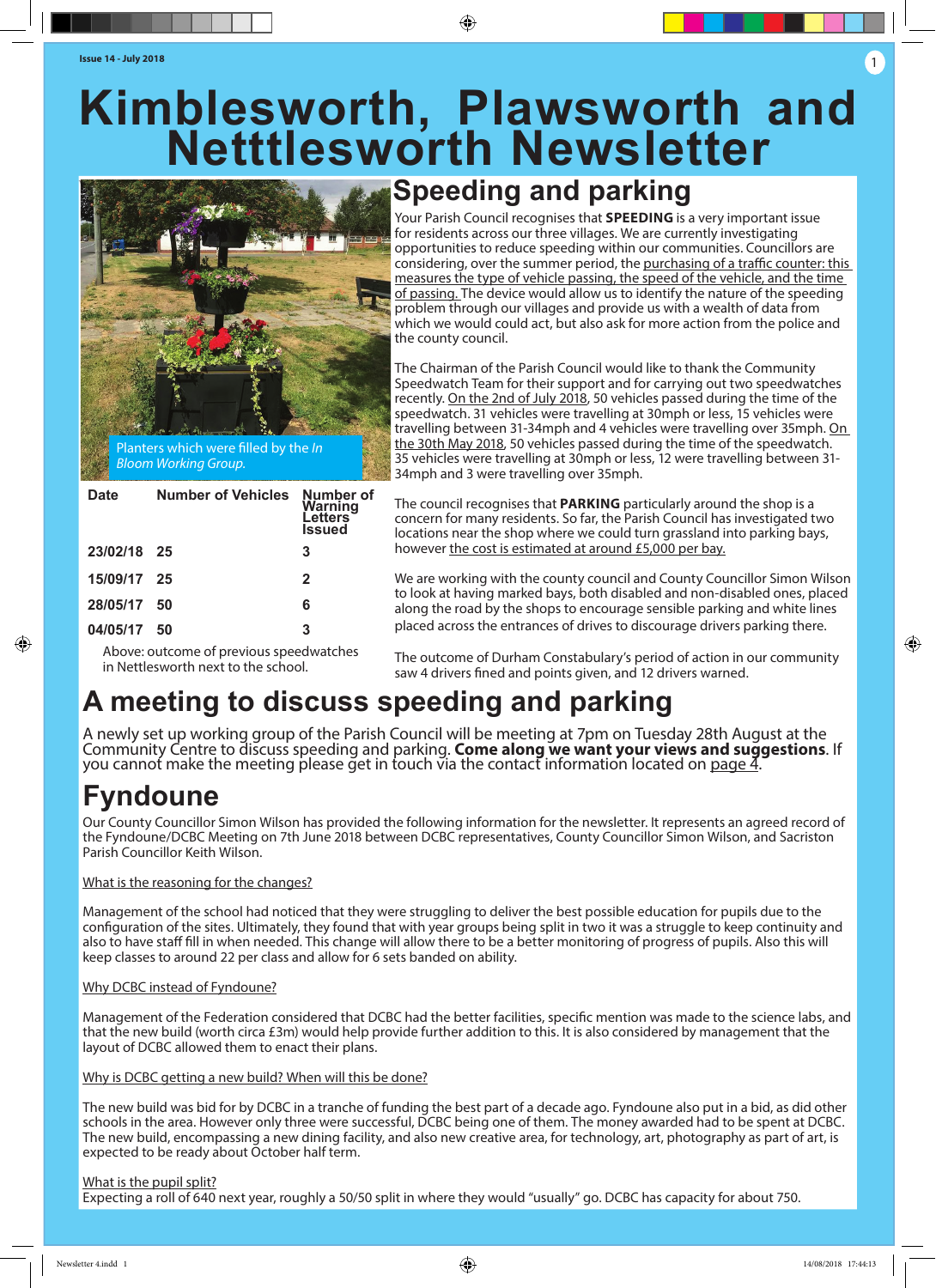Issue 14 - July 2018

# Kimblesworth, Plawsworth and Netttlesworth Newsletter

Planters which were filled by the *In Bloom Working Group.*

| Date | Number of Vehicles | Number of Warning Letters Issued |
|---|---|---|
| 23/02/18 | 25 | 3 |
| 15/09/17 | 25 | 2 |
| 28/05/17 | 50 | 6 |
| 04/05/17 | 50 | 3 |

Above: outcome of previous speedwatches in Nettlesworth next to the school.

## Speeding and parking

Your Parish Council recognises that **SPEEDING** is a very important issue for residents across our three villages. We are currently investigating opportunities to reduce speeding within our communities. Councillors are considering, over the summer period, the purchasing of a traffic counter: this measures the type of vehicle passing, the speed of the vehicle, and the time of passing. The device would allow us to identify the nature of the speeding problem through our villages and provide us with a wealth of data from which we would could act, but also ask for more action from the police and the county council.

The Chairman of the Parish Council would like to thank the Community Speedwatch Team for their support and for carrying out two speedwatches recently. On the 2nd of July 2018, 50 vehicles passed during the time of the speedwatch. 31 vehicles were travelling at 30mph or less, 15 vehicles were travelling between 31-34mph and 4 vehicles were travelling over 35mph. On the 30th May 2018, 50 vehicles passed during the time of the speedwatch. 35 vehicles were travelling at 30mph or less, 12 were travelling between 31-34mph and 3 were travelling over 35mph.

The council recognises that **PARKING** particularly around the shop is a concern for many residents. So far, the Parish Council has investigated two locations near the shop where we could turn grassland into parking bays, however the cost is estimated at around £5,000 per bay.

We are working with the county council and County Councillor Simon Wilson to look at having marked bays, both disabled and non-disabled ones, placed along the road by the shops to encourage sensible parking and white lines placed across the entrances of drives to discourage drivers parking there.

The outcome of Durham Constabulary's period of action in our community saw 4 drivers fined and points given, and 12 drivers warned.

## A meeting to discuss speeding and parking

A newly set up working group of the Parish Council will be meeting at 7pm on Tuesday 28th August at the Community Centre to discuss speeding and parking. **Come along we want your views and suggestions**. If you cannot make the meeting please get in touch via the contact information located on page 4.

## Fyndoune

Our County Councillor Simon Wilson has provided the following information for the newsletter. It represents an agreed record of the Fyndoune/DCBC Meeting on 7th June 2018 between DCBC representatives, County Councillor Simon Wilson, and Sacriston Parish Councillor Keith Wilson.

What is the reasoning for the changes?

Management of the school had noticed that they were struggling to deliver the best possible education for pupils due to the configuration of the sites. Ultimately, they found that with year groups being split in two it was a struggle to keep continuity and also to have staff fill in when needed. This change will allow there to be a better monitoring of progress of pupils. Also this will keep classes to around 22 per class and allow for 6 sets banded on ability.

Why DCBC instead of Fyndoune?

Management of the Federation considered that DCBC had the better facilities, specific mention was made to the science labs, and that the new build (worth circa £3m) would help provide further addition to this. It is also considered by management that the layout of DCBC allowed them to enact their plans.

Why is DCBC getting a new build? When will this be done?

The new build was bid for by DCBC in a tranche of funding the best part of a decade ago. Fyndoune also put in a bid, as did other schools in the area. However only three were successful, DCBC being one of them. The money awarded had to be spent at DCBC. The new build, encompassing a new dining facility, and also new creative area, for technology, art, photography as part of art, is expected to be ready about October half term.

What is the pupil split?

Expecting a roll of 640 next year, roughly a 50/50 split in where they would "usually" go. DCBC has capacity for about 750.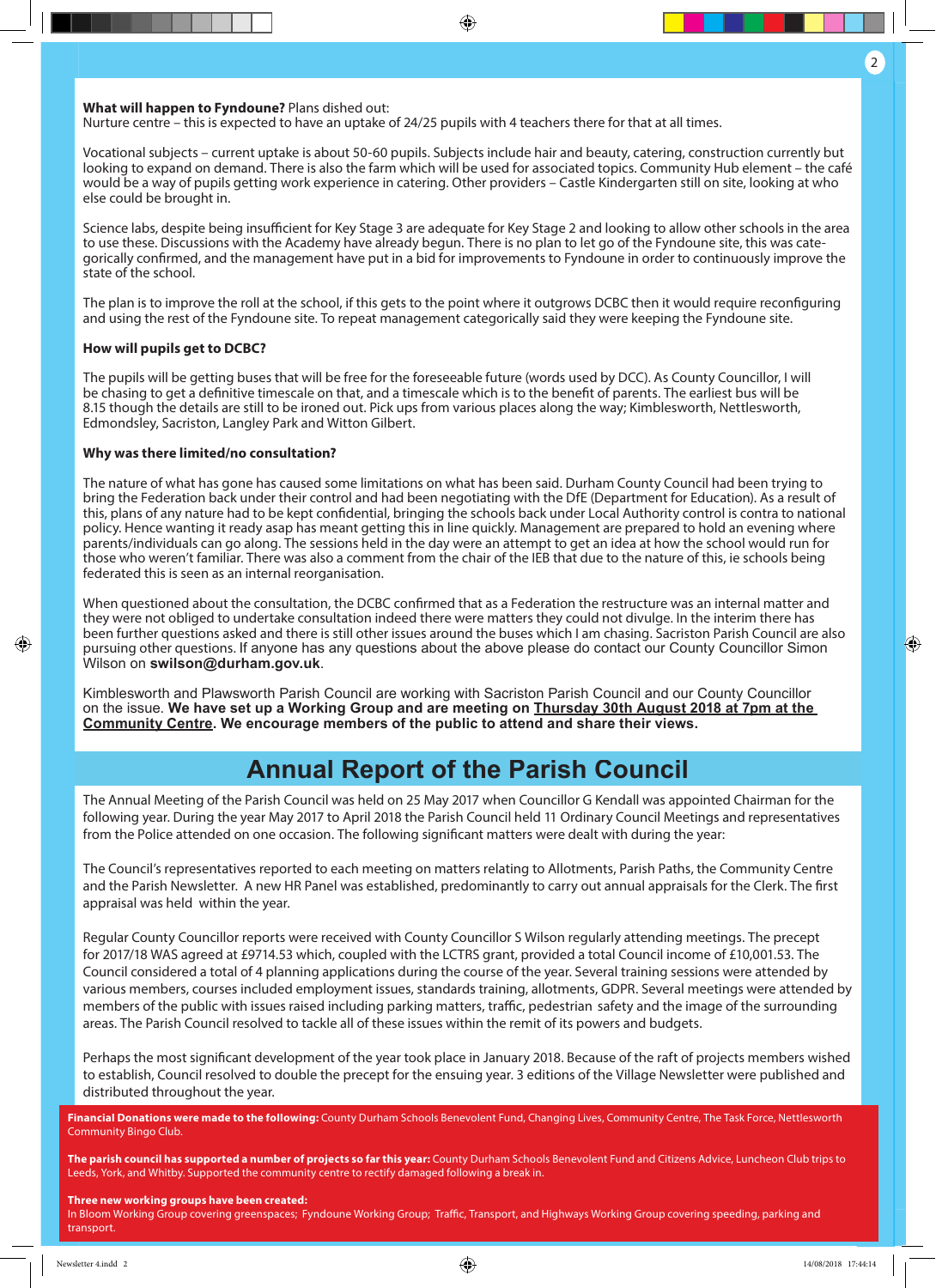**What will happen to Fyndoune?** Plans dished out:
Nurture centre – this is expected to have an uptake of 24/25 pupils with 4 teachers there for that at all times.

Vocational subjects – current uptake is about 50-60 pupils. Subjects include hair and beauty, catering, construction currently but looking to expand on demand. There is also the farm which will be used for associated topics. Community Hub element – the café would be a way of pupils getting work experience in catering. Other providers – Castle Kindergarten still on site, looking at who else could be brought in.

Science labs, despite being insufficient for Key Stage 3 are adequate for Key Stage 2 and looking to allow other schools in the area to use these. Discussions with the Academy have already begun. There is no plan to let go of the Fyndoune site, this was categorically confirmed, and the management have put in a bid for improvements to Fyndoune in order to continuously improve the state of the school.

The plan is to improve the roll at the school, if this gets to the point where it outgrows DCBC then it would require reconfiguring and using the rest of the Fyndoune site. To repeat management categorically said they were keeping the Fyndoune site.

**How will pupils get to DCBC?**

The pupils will be getting buses that will be free for the foreseeable future (words used by DCC). As County Councillor, I will be chasing to get a definitive timescale on that, and a timescale which is to the benefit of parents. The earliest bus will be 8.15 though the details are still to be ironed out. Pick ups from various places along the way; Kimblesworth, Nettlesworth, Edmondsley, Sacriston, Langley Park and Witton Gilbert.

**Why was there limited/no consultation?**

The nature of what has gone has caused some limitations on what has been said. Durham County Council had been trying to bring the Federation back under their control and had been negotiating with the DfE (Department for Education). As a result of this, plans of any nature had to be kept confidential, bringing the schools back under Local Authority control is contra to national policy. Hence wanting it ready asap has meant getting this in line quickly. Management are prepared to hold an evening where parents/individuals can go along. The sessions held in the day were an attempt to get an idea at how the school would run for those who weren't familiar. There was also a comment from the chair of the IEB that due to the nature of this, ie schools being federated this is seen as an internal reorganisation.

When questioned about the consultation, the DCBC confirmed that as a Federation the restructure was an internal matter and they were not obliged to undertake consultation indeed there were matters they could not divulge. In the interim there has been further questions asked and there is still other issues around the buses which I am chasing. Sacriston Parish Council are also pursuing other questions. If anyone has any questions about the above please do contact our County Councillor Simon Wilson on **swilson@durham.gov.uk**.

Kimblesworth and Plawsworth Parish Council are working with Sacriston Parish Council and our County Councillor on the issue. **We have set up a Working Group and are meeting on Thursday 30th August 2018 at 7pm at the Community Centre. We encourage members of the public to attend and share their views.**

# Annual Report of the Parish Council

The Annual Meeting of the Parish Council was held on 25 May 2017 when Councillor G Kendall was appointed Chairman for the following year. During the year May 2017 to April 2018 the Parish Council held 11 Ordinary Council Meetings and representatives from the Police attended on one occasion. The following significant matters were dealt with during the year:

The Council's representatives reported to each meeting on matters relating to Allotments, Parish Paths, the Community Centre and the Parish Newsletter. A new HR Panel was established, predominantly to carry out annual appraisals for the Clerk. The first appraisal was held within the year.

Regular County Councillor reports were received with County Councillor S Wilson regularly attending meetings. The precept for 2017/18 WAS agreed at £9714.53 which, coupled with the LCTRS grant, provided a total Council income of £10,001.53. The Council considered a total of 4 planning applications during the course of the year. Several training sessions were attended by various members, courses included employment issues, standards training, allotments, GDPR. Several meetings were attended by members of the public with issues raised including parking matters, traffic, pedestrian safety and the image of the surrounding areas. The Parish Council resolved to tackle all of these issues within the remit of its powers and budgets.

Perhaps the most significant development of the year took place in January 2018. Because of the raft of projects members wished to establish, Council resolved to double the precept for the ensuing year. 3 editions of the Village Newsletter were published and distributed throughout the year.

**Financial Donations were made to the following:** County Durham Schools Benevolent Fund, Changing Lives, Community Centre, The Task Force, Nettlesworth Community Bingo Club.

**The parish council has supported a number of projects so far this year:** County Durham Schools Benevolent Fund and Citizens Advice, Luncheon Club trips to Leeds, York, and Whitby. Supported the community centre to rectify damaged following a break in.

**Three new working groups have been created:**
In Bloom Working Group covering greenspaces; Fyndoune Working Group; Traffic, Transport, and Highways Working Group covering speeding, parking and transport.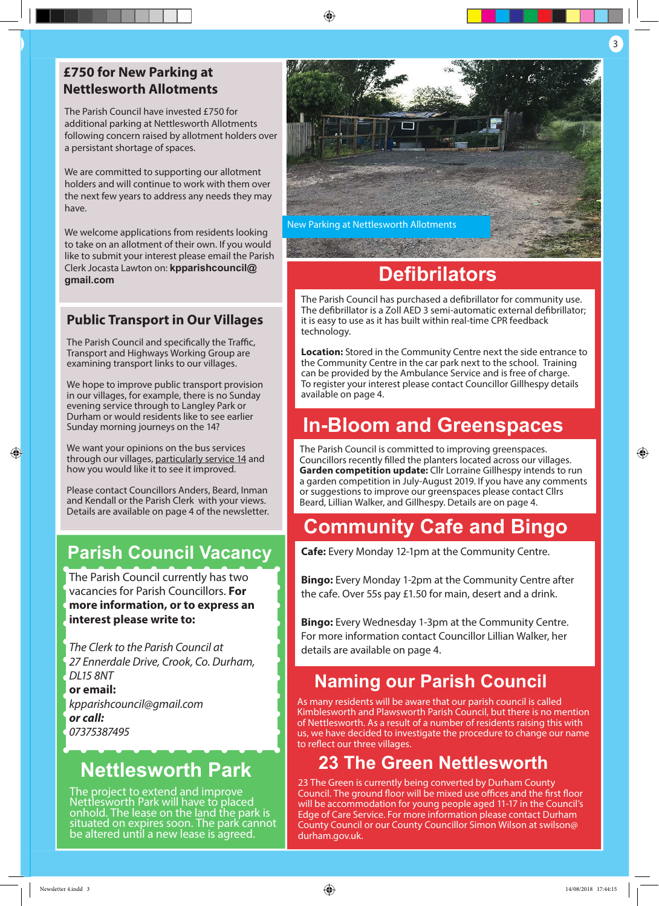## £750 for New Parking at Nettlesworth Allotments

The Parish Council have invested £750 for additional parking at Nettlesworth Allotments following concern raised by allotment holders over a persistant shortage of spaces.

We are committed to supporting our allotment holders and will continue to work with them over the next few years to address any needs they may have.

We welcome applications from residents looking to take on an allotment of their own. If you would like to submit your interest please email the Parish Clerk Jocasta Lawton on: **kpparishcouncil@gmail.com**

New Parking at Nettlesworth Allotments

## Public Transport in Our Villages

The Parish Council and specifically the Traffic, Transport and Highways Working Group are examining transport links to our villages.

We hope to improve public transport provision in our villages, for example, there is no Sunday evening service through to Langley Park or Durham or would residents like to see earlier Sunday morning journeys on the 14?

We want your opinions on the bus services through our villages, particularly service 14 and how you would like it to see it improved.

Please contact Councillors Anders, Beard, Inman and Kendall or the Parish Clerk with your views. Details are available on page 4 of the newsletter.

## Parish Council Vacancy

The Parish Council currently has two vacancies for Parish Councillors. **For more information, or to express an interest please write to:**

*The Clerk to the Parish Council at*
*27 Ennerdale Drive, Crook, Co. Durham, DL15 8NT*
**or email:**
*kpparishcouncil@gmail.com*
***or call:***
*07375387495*

## Nettlesworth Park

The project to extend and improve Nettlesworth Park will have to placed onhold. The lease on the land the park is situated on expires soon. The park cannot be altered until a new lease is agreed.

## Defibrilators

The Parish Council has purchased a defibrillator for community use. The defibrillator is a Zoll AED 3 semi-automatic external defibrillator; it is easy to use as it has built within real-time CPR feedback technology.

**Location:** Stored in the Community Centre next the side entrance to the Community Centre in the car park next to the school. Training can be provided by the Ambulance Service and is free of charge. To register your interest please contact Councillor Gillhespy details available on page 4.

## In-Bloom and Greenspaces

The Parish Council is committed to improving greenspaces. Councillors recently filled the planters located across our villages. **Garden competition update:** Cllr Lorraine Gillhespy intends to run a garden competition in July-August 2019. If you have any comments or suggestions to improve our greenspaces please contact Cllrs Beard, Lillian Walker, and Gillhespy. Details are on page 4.

## Community Cafe and Bingo

**Cafe:** Every Monday 12-1pm at the Community Centre.

**Bingo:** Every Monday 1-2pm at the Community Centre after the cafe. Over 55s pay £1.50 for main, desert and a drink.

**Bingo:** Every Wednesday 1-3pm at the Community Centre. For more information contact Councillor Lillian Walker, her details are available on page 4.

## Naming our Parish Council

As many residents will be aware that our parish council is called Kimblesworth and Plawsworth Parish Council, but there is no mention of Nettlesworth. As a result of a number of residents raising this with us, we have decided to investigate the procedure to change our name to reflect our three villages.

## 23 The Green Nettlesworth

23 The Green is currently being converted by Durham County Council. The ground floor will be mixed use offices and the first floor will be accommodation for young people aged 11-17 in the Council's Edge of Care Service. For more information please contact Durham County Council or our County Councillor Simon Wilson at swilson@durham.gov.uk.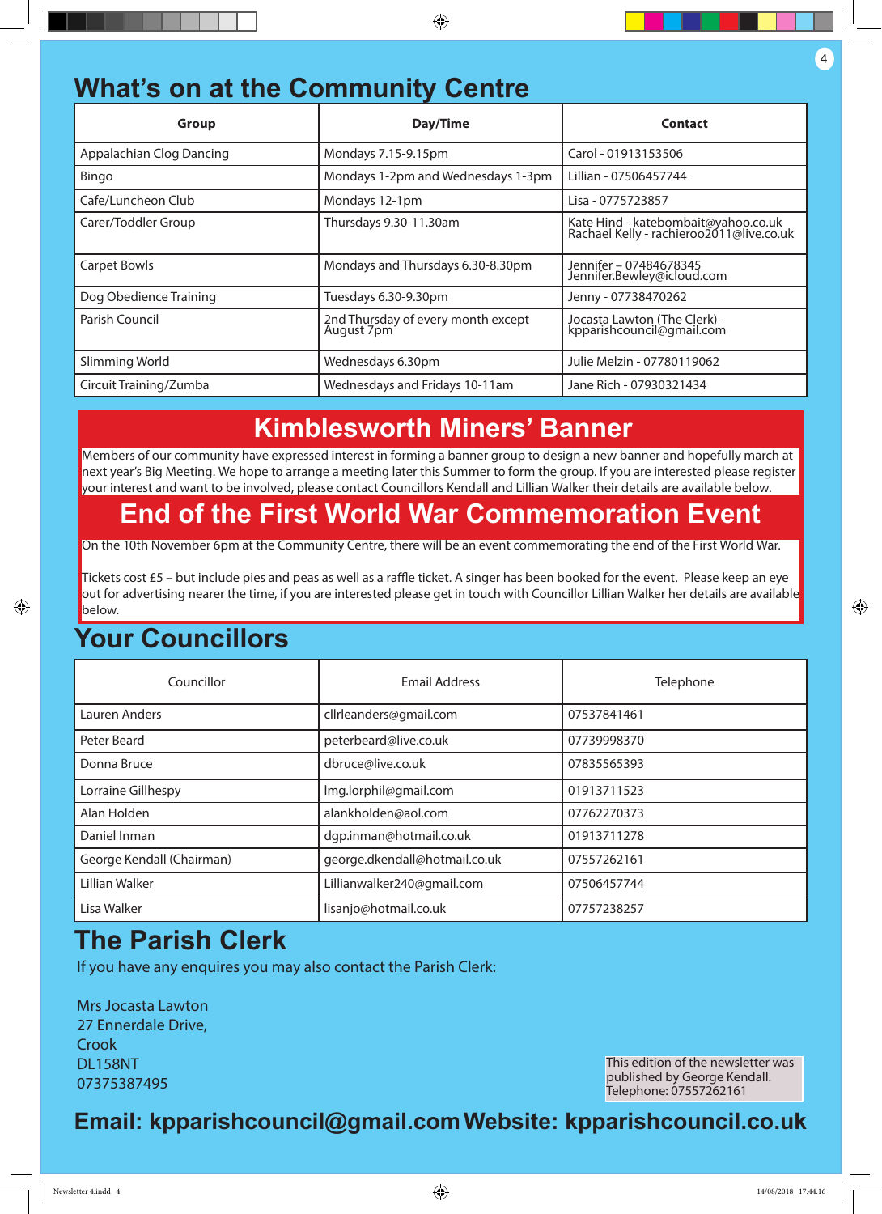# What's on at the Community Centre

| Group | Day/Time | Contact |
|---|---|---|
| Appalachian Clog Dancing | Mondays 7.15-9.15pm | Carol - 01913153506 |
| Bingo | Mondays 1-2pm and Wednesdays 1-3pm | Lillian - 07506457744 |
| Cafe/Luncheon Club | Mondays 12-1pm | Lisa - 0775723857 |
| Carer/Toddler Group | Thursdays 9.30-11.30am | Kate Hind - katebombait@yahoo.co.uk Rachael Kelly - rachieroo2011@live.co.uk |
| Carpet Bowls | Mondays and Thursdays 6.30-8.30pm | Jennifer – 07484678345 Jennifer.Bewley@icloud.com |
| Dog Obedience Training | Tuesdays 6.30-9.30pm | Jenny - 07738470262 |
| Parish Council | 2nd Thursday of every month except August 7pm | Jocasta Lawton (The Clerk) - kpparishcouncil@gmail.com |
| Slimming World | Wednesdays 6.30pm | Julie Melzin - 07780119062 |
| Circuit Training/Zumba | Wednesdays and Fridays 10-11am | Jane Rich - 07930321434 |

## Kimblesworth Miners' Banner

Members of our community have expressed interest in forming a banner group to design a new banner and hopefully march at next year's Big Meeting. We hope to arrange a meeting later this Summer to form the group. If you are interested please register your interest and want to be involved, please contact Councillors Kendall and Lillian Walker their details are available below.

## End of the First World War Commemoration Event

On the 10th November 6pm at the Community Centre, there will be an event commemorating the end of the First World War.

Tickets cost £5 – but include pies and peas as well as a raffle ticket. A singer has been booked for the event. Please keep an eye out for advertising nearer the time, if you are interested please get in touch with Councillor Lillian Walker her details are available below.

# Your Councillors

| Councillor | Email Address | Telephone |
|---|---|---|
| Lauren Anders | cllrleanders@gmail.com | 07537841461 |
| Peter Beard | peterbeard@live.co.uk | 07739998370 |
| Donna Bruce | dbruce@live.co.uk | 07835565393 |
| Lorraine Gillhespy | lmg.lorphil@gmail.com | 01913711523 |
| Alan Holden | alankholden@aol.com | 07762270373 |
| Daniel Inman | dgp.inman@hotmail.co.uk | 01913711278 |
| George Kendall (Chairman) | george.dkendall@hotmail.co.uk | 07557262161 |
| Lillian Walker | Lillianwalker240@gmail.com | 07506457744 |
| Lisa Walker | lisanjo@hotmail.co.uk | 07757238257 |

# The Parish Clerk

If you have any enquires you may also contact the Parish Clerk:

Mrs Jocasta Lawton  
27 Ennerdale Drive,  
Crook  
DL158NT  
07375387495

This edition of the newsletter was published by George Kendall. Telephone: 07557262161

**Email: kpparishcouncil@gmail.com Website: kpparishcouncil.co.uk**